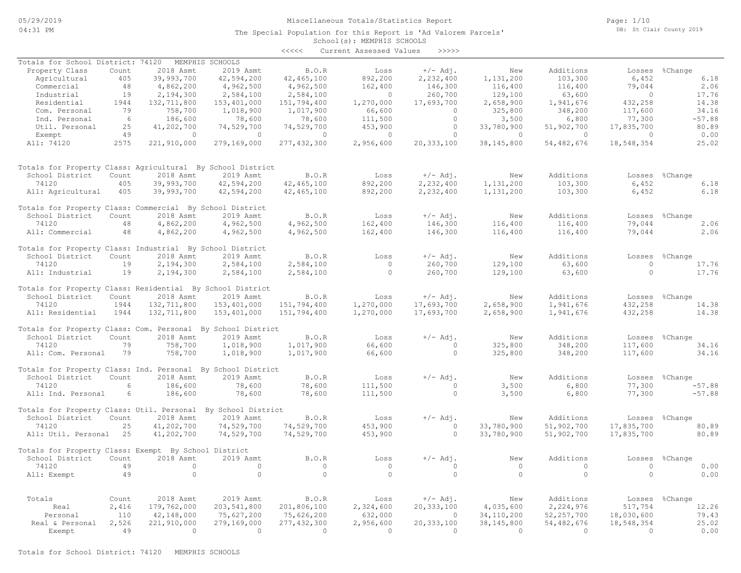Miscellaneous Totals/Statistics Report

The Special Population for this Report is 'Ad Valorem Parcels'

School(s): MEMPHIS SCHOOLS

<<<<< Current Assessed Values >>>>>

Totals for School District: 74120 MEMPHIS SCHOOLS

| Property Class | Count | 2018 Asmt | 2019 Asmt | B.O.R | Loss | +/- Adj. | New | Additions | Losses | %Change |
|---|---|---|---|---|---|---|---|---|---|---|
| Agricultural | 405 | 39,993,700 | 42,594,200 | 42,465,100 | 892,200 | 2,232,400 | 1,131,200 | 103,300 | 6,452 | 6.18 |
| Commercial | 48 | 4,862,200 | 4,962,500 | 4,962,500 | 162,400 | 146,300 | 116,400 | 116,400 | 79,044 | 2.06 |
| Industrial | 19 | 2,194,300 | 2,584,100 | 2,584,100 | 0 | 260,700 | 129,100 | 63,600 | 0 | 17.76 |
| Residential | 1944 | 132,711,800 | 153,401,000 | 151,794,400 | 1,270,000 | 17,693,700 | 2,658,900 | 1,941,676 | 432,258 | 14.38 |
| Com. Personal | 79 | 758,700 | 1,018,900 | 1,017,900 | 66,600 | 0 | 325,800 | 348,200 | 117,600 | 34.16 |
| Ind. Personal | 6 | 186,600 | 78,600 | 78,600 | 111,500 | 0 | 3,500 | 6,800 | 77,300 | -57.88 |
| Util. Personal | 25 | 41,202,700 | 74,529,700 | 74,529,700 | 453,900 | 0 | 33,780,900 | 51,902,700 | 17,835,700 | 80.89 |
| Exempt | 49 | 0 | 0 | 0 | 0 | 0 | 0 | 0 | 0 | 0.00 |
| All: 74120 | 2575 | 221,910,000 | 279,169,000 | 277,432,300 | 2,956,600 | 20,333,100 | 38,145,800 | 54,482,676 | 18,548,354 | 25.02 |

Totals for Property Class: Agricultural By School District

| School District | Count | 2018 Asmt | 2019 Asmt | B.O.R | Loss | +/- Adj. | New | Additions | Losses | %Change |
|---|---|---|---|---|---|---|---|---|---|---|
| 74120 | 405 | 39,993,700 | 42,594,200 | 42,465,100 | 892,200 | 2,232,400 | 1,131,200 | 103,300 | 6,452 | 6.18 |
| All: Agricultural | 405 | 39,993,700 | 42,594,200 | 42,465,100 | 892,200 | 2,232,400 | 1,131,200 | 103,300 | 6,452 | 6.18 |

Totals for Property Class: Commercial By School District

| School District | Count | 2018 Asmt | 2019 Asmt | B.O.R | Loss | +/- Adj. | New | Additions | Losses | %Change |
|---|---|---|---|---|---|---|---|---|---|---|
| 74120 | 48 | 4,862,200 | 4,962,500 | 4,962,500 | 162,400 | 146,300 | 116,400 | 116,400 | 79,044 | 2.06 |
| All: Commercial | 48 | 4,862,200 | 4,962,500 | 4,962,500 | 162,400 | 146,300 | 116,400 | 116,400 | 79,044 | 2.06 |

Totals for Property Class: Industrial By School District

| School District | Count | 2018 Asmt | 2019 Asmt | B.O.R | Loss | +/- Adj. | New | Additions | Losses | %Change |
|---|---|---|---|---|---|---|---|---|---|---|
| 74120 | 19 | 2,194,300 | 2,584,100 | 2,584,100 | 0 | 260,700 | 129,100 | 63,600 | 0 | 17.76 |
| All: Industrial | 19 | 2,194,300 | 2,584,100 | 2,584,100 | 0 | 260,700 | 129,100 | 63,600 | 0 | 17.76 |

Totals for Property Class: Residential By School District

| School District | Count | 2018 Asmt | 2019 Asmt | B.O.R | Loss | +/- Adj. | New | Additions | Losses | %Change |
|---|---|---|---|---|---|---|---|---|---|---|
| 74120 | 1944 | 132,711,800 | 153,401,000 | 151,794,400 | 1,270,000 | 17,693,700 | 2,658,900 | 1,941,676 | 432,258 | 14.38 |
| All: Residential | 1944 | 132,711,800 | 153,401,000 | 151,794,400 | 1,270,000 | 17,693,700 | 2,658,900 | 1,941,676 | 432,258 | 14.38 |

Totals for Property Class: Com. Personal By School District

| School District | Count | 2018 Asmt | 2019 Asmt | B.O.R | Loss | +/- Adj. | New | Additions | Losses | %Change |
|---|---|---|---|---|---|---|---|---|---|---|
| 74120 | 79 | 758,700 | 1,018,900 | 1,017,900 | 66,600 | 0 | 325,800 | 348,200 | 117,600 | 34.16 |
| All: Com. Personal | 79 | 758,700 | 1,018,900 | 1,017,900 | 66,600 | 0 | 325,800 | 348,200 | 117,600 | 34.16 |

Totals for Property Class: Ind. Personal By School District

| School District | Count | 2018 Asmt | 2019 Asmt | B.O.R | Loss | +/- Adj. | New | Additions | Losses | %Change |
|---|---|---|---|---|---|---|---|---|---|---|
| 74120 | 6 | 186,600 | 78,600 | 78,600 | 111,500 | 0 | 3,500 | 6,800 | 77,300 | -57.88 |
| All: Ind. Personal | 6 | 186,600 | 78,600 | 78,600 | 111,500 | 0 | 3,500 | 6,800 | 77,300 | -57.88 |

Totals for Property Class: Util. Personal By School District

| School District | Count | 2018 Asmt | 2019 Asmt | B.O.R | Loss | +/- Adj. | New | Additions | Losses | %Change |
|---|---|---|---|---|---|---|---|---|---|---|
| 74120 | 25 | 41,202,700 | 74,529,700 | 74,529,700 | 453,900 | 0 | 33,780,900 | 51,902,700 | 17,835,700 | 80.89 |
| All: Util. Personal | 25 | 41,202,700 | 74,529,700 | 74,529,700 | 453,900 | 0 | 33,780,900 | 51,902,700 | 17,835,700 | 80.89 |

Totals for Property Class: Exempt By School District

| School District | Count | 2018 Asmt | 2019 Asmt | B.O.R | Loss | +/- Adj. | New | Additions | Losses | %Change |
|---|---|---|---|---|---|---|---|---|---|---|
| 74120 | 49 | 0 | 0 | 0 | 0 | 0 | 0 | 0 | 0 | 0.00 |
| All: Exempt | 49 | 0 | 0 | 0 | 0 | 0 | 0 | 0 | 0 | 0.00 |

| Totals | Count | 2018 Asmt | 2019 Asmt | B.O.R | Loss | +/- Adj. | New | Additions | Losses | %Change |
|---|---|---|---|---|---|---|---|---|---|---|
| Real | 2,416 | 179,762,000 | 203,541,800 | 201,806,100 | 2,324,600 | 20,333,100 | 4,035,600 | 2,224,976 | 517,754 | 12.26 |
| Personal | 110 | 42,148,000 | 75,627,200 | 75,626,200 | 632,000 | 0 | 34,110,200 | 52,257,700 | 18,030,600 | 79.43 |
| Real & Personal | 2,526 | 221,910,000 | 279,169,000 | 277,432,300 | 2,956,600 | 20,333,100 | 38,145,800 | 54,482,676 | 18,548,354 | 25.02 |
| Exempt | 49 | 0 | 0 | 0 | 0 | 0 | 0 | 0 | 0 | 0.00 |

Totals for School District: 74120 MEMPHIS SCHOOLS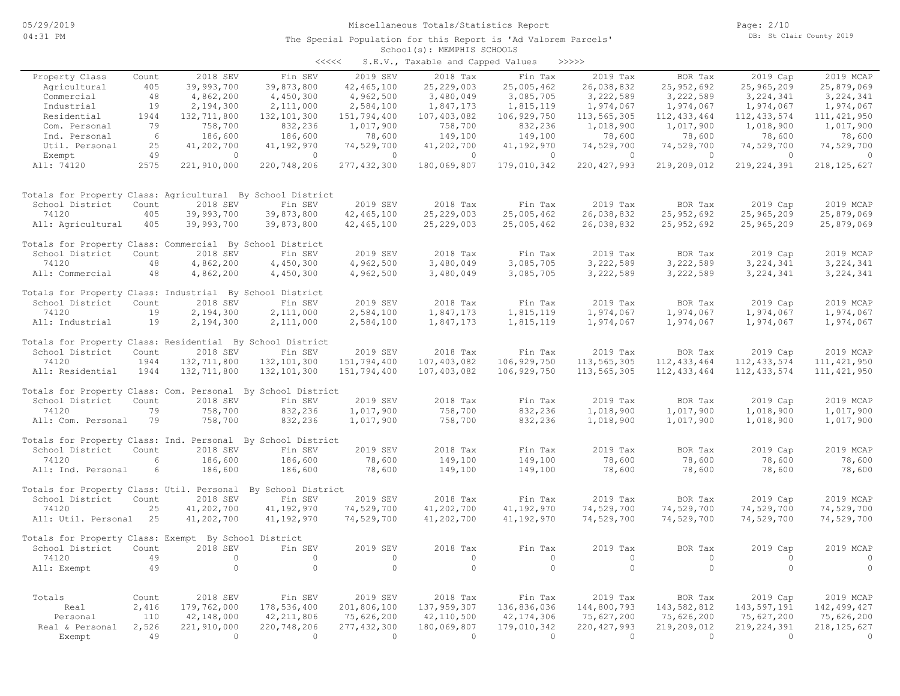# Miscellaneous Totals/Statistics Report

The Special Population for this Report is 'Ad Valorem Parcels'

School(s): MEMPHIS SCHOOLS

<<<<< S.E.V., Taxable and Capped Values >>>>>

| Property Class | Count | 2018 SEV | Fin SEV | 2019 SEV | 2018 Tax | Fin Tax | 2019 Tax | BOR Tax | 2019 Cap | 2019 MCAP |
|---|---|---|---|---|---|---|---|---|---|---|
| Agricultural | 405 | 39,993,700 | 39,873,800 | 42,465,100 | 25,229,003 | 25,005,462 | 26,038,832 | 25,952,692 | 25,965,209 | 25,879,069 |
| Commercial | 48 | 4,862,200 | 4,450,300 | 4,962,500 | 3,480,049 | 3,085,705 | 3,222,589 | 3,222,589 | 3,224,341 | 3,224,341 |
| Industrial | 19 | 2,194,300 | 2,111,000 | 2,584,100 | 1,847,173 | 1,815,119 | 1,974,067 | 1,974,067 | 1,974,067 | 1,974,067 |
| Residential | 1944 | 132,711,800 | 132,101,300 | 151,794,400 | 107,403,082 | 106,929,750 | 113,565,305 | 112,433,464 | 112,433,574 | 111,421,950 |
| Com. Personal | 79 | 758,700 | 832,236 | 1,017,900 | 758,700 | 832,236 | 1,018,900 | 1,017,900 | 1,018,900 | 1,017,900 |
| Ind. Personal | 6 | 186,600 | 186,600 | 78,600 | 149,100 | 149,100 | 78,600 | 78,600 | 78,600 | 78,600 |
| Util. Personal | 25 | 41,202,700 | 41,192,970 | 74,529,700 | 41,202,700 | 41,192,970 | 74,529,700 | 74,529,700 | 74,529,700 | 74,529,700 |
| Exempt | 49 | 0 | 0 | 0 | 0 | 0 | 0 | 0 | 0 | 0 |
| All: 74120 | 2575 | 221,910,000 | 220,748,206 | 277,432,300 | 180,069,807 | 179,010,342 | 220,427,993 | 219,209,012 | 219,224,391 | 218,125,627 |

Totals for Property Class: Agricultural By School District

| School District | Count | 2018 SEV | Fin SEV | 2019 SEV | 2018 Tax | Fin Tax | 2019 Tax | BOR Tax | 2019 Cap | 2019 MCAP |
|---|---|---|---|---|---|---|---|---|---|---|
| 74120 | 405 | 39,993,700 | 39,873,800 | 42,465,100 | 25,229,003 | 25,005,462 | 26,038,832 | 25,952,692 | 25,965,209 | 25,879,069 |
| All: Agricultural | 405 | 39,993,700 | 39,873,800 | 42,465,100 | 25,229,003 | 25,005,462 | 26,038,832 | 25,952,692 | 25,965,209 | 25,879,069 |

Totals for Property Class: Commercial By School District

| School District | Count | 2018 SEV | Fin SEV | 2019 SEV | 2018 Tax | Fin Tax | 2019 Tax | BOR Tax | 2019 Cap | 2019 MCAP |
|---|---|---|---|---|---|---|---|---|---|---|
| 74120 | 48 | 4,862,200 | 4,450,300 | 4,962,500 | 3,480,049 | 3,085,705 | 3,222,589 | 3,222,589 | 3,224,341 | 3,224,341 |
| All: Commercial | 48 | 4,862,200 | 4,450,300 | 4,962,500 | 3,480,049 | 3,085,705 | 3,222,589 | 3,222,589 | 3,224,341 | 3,224,341 |

Totals for Property Class: Industrial By School District

| School District | Count | 2018 SEV | Fin SEV | 2019 SEV | 2018 Tax | Fin Tax | 2019 Tax | BOR Tax | 2019 Cap | 2019 MCAP |
|---|---|---|---|---|---|---|---|---|---|---|
| 74120 | 19 | 2,194,300 | 2,111,000 | 2,584,100 | 1,847,173 | 1,815,119 | 1,974,067 | 1,974,067 | 1,974,067 | 1,974,067 |
| All: Industrial | 19 | 2,194,300 | 2,111,000 | 2,584,100 | 1,847,173 | 1,815,119 | 1,974,067 | 1,974,067 | 1,974,067 | 1,974,067 |

Totals for Property Class: Residential By School District

| School District | Count | 2018 SEV | Fin SEV | 2019 SEV | 2018 Tax | Fin Tax | 2019 Tax | BOR Tax | 2019 Cap | 2019 MCAP |
|---|---|---|---|---|---|---|---|---|---|---|
| 74120 | 1944 | 132,711,800 | 132,101,300 | 151,794,400 | 107,403,082 | 106,929,750 | 113,565,305 | 112,433,464 | 112,433,574 | 111,421,950 |
| All: Residential | 1944 | 132,711,800 | 132,101,300 | 151,794,400 | 107,403,082 | 106,929,750 | 113,565,305 | 112,433,464 | 112,433,574 | 111,421,950 |

Totals for Property Class: Com. Personal By School District

| School District | Count | 2018 SEV | Fin SEV | 2019 SEV | 2018 Tax | Fin Tax | 2019 Tax | BOR Tax | 2019 Cap | 2019 MCAP |
|---|---|---|---|---|---|---|---|---|---|---|
| 74120 | 79 | 758,700 | 832,236 | 1,017,900 | 758,700 | 832,236 | 1,018,900 | 1,017,900 | 1,018,900 | 1,017,900 |
| All: Com. Personal | 79 | 758,700 | 832,236 | 1,017,900 | 758,700 | 832,236 | 1,018,900 | 1,017,900 | 1,018,900 | 1,017,900 |

Totals for Property Class: Ind. Personal By School District

| School District | Count | 2018 SEV | Fin SEV | 2019 SEV | 2018 Tax | Fin Tax | 2019 Tax | BOR Tax | 2019 Cap | 2019 MCAP |
|---|---|---|---|---|---|---|---|---|---|---|
| 74120 | 6 | 186,600 | 186,600 | 78,600 | 149,100 | 149,100 | 78,600 | 78,600 | 78,600 | 78,600 |
| All: Ind. Personal | 6 | 186,600 | 186,600 | 78,600 | 149,100 | 149,100 | 78,600 | 78,600 | 78,600 | 78,600 |

Totals for Property Class: Util. Personal By School District

| School District | Count | 2018 SEV | Fin SEV | 2019 SEV | 2018 Tax | Fin Tax | 2019 Tax | BOR Tax | 2019 Cap | 2019 MCAP |
|---|---|---|---|---|---|---|---|---|---|---|
| 74120 | 25 | 41,202,700 | 41,192,970 | 74,529,700 | 41,202,700 | 41,192,970 | 74,529,700 | 74,529,700 | 74,529,700 | 74,529,700 |
| All: Util. Personal | 25 | 41,202,700 | 41,192,970 | 74,529,700 | 41,202,700 | 41,192,970 | 74,529,700 | 74,529,700 | 74,529,700 | 74,529,700 |

Totals for Property Class: Exempt By School District

| School District | Count | 2018 SEV | Fin SEV | 2019 SEV | 2018 Tax | Fin Tax | 2019 Tax | BOR Tax | 2019 Cap | 2019 MCAP |
|---|---|---|---|---|---|---|---|---|---|---|
| 74120 | 49 | 0 | 0 | 0 | 0 | 0 | 0 | 0 | 0 | 0 |
| All: Exempt | 49 | 0 | 0 | 0 | 0 | 0 | 0 | 0 | 0 | 0 |

| Totals | Count | 2018 SEV | Fin SEV | 2019 SEV | 2018 Tax | Fin Tax | 2019 Tax | BOR Tax | 2019 Cap | 2019 MCAP |
|---|---|---|---|---|---|---|---|---|---|---|
| Real | 2,416 | 179,762,000 | 178,536,400 | 201,806,100 | 137,959,307 | 136,836,036 | 144,800,793 | 143,582,812 | 143,597,191 | 142,499,427 |
| Personal | 110 | 42,148,000 | 42,211,806 | 75,626,200 | 42,110,500 | 42,174,306 | 75,627,200 | 75,626,200 | 75,627,200 | 75,626,200 |
| Real & Personal | 2,526 | 221,910,000 | 220,748,206 | 277,432,300 | 180,069,807 | 179,010,342 | 220,427,993 | 219,209,012 | 219,224,391 | 218,125,627 |
| Exempt | 49 | 0 | 0 | 0 | 0 | 0 | 0 | 0 | 0 | 0 |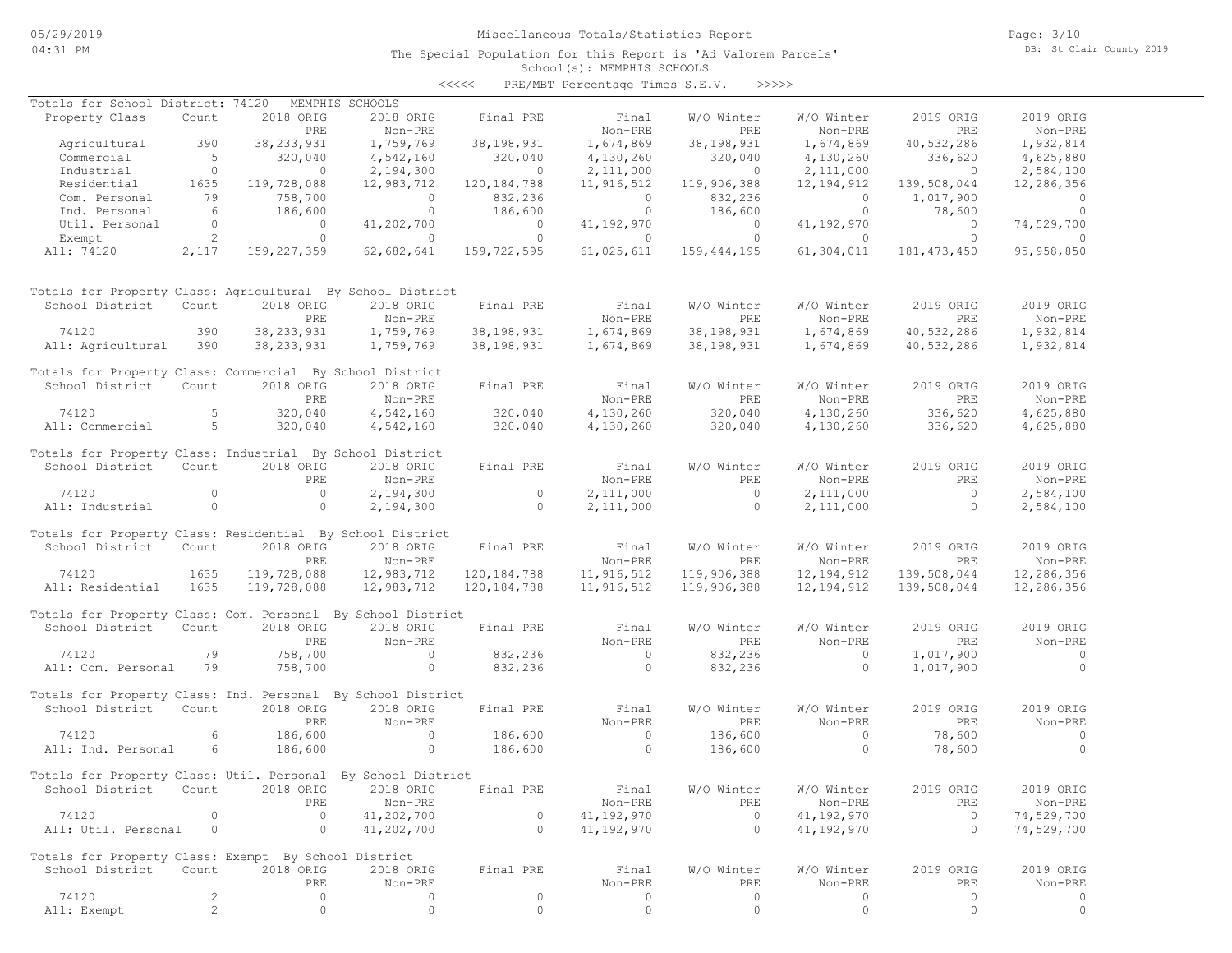Miscellaneous Totals/Statistics Report

The Special Population for this Report is 'Ad Valorem Parcels'

School(s): MEMPHIS SCHOOLS

<<<<< PRE/MBT Percentage Times S.E.V. >>>>>

Totals for School District: 74120 MEMPHIS SCHOOLS

| Property Class | Count | 2018 ORIG PRE | 2018 ORIG Non-PRE | Final PRE | Final Non-PRE | W/O Winter PRE | W/O Winter Non-PRE | 2019 ORIG PRE | 2019 ORIG Non-PRE |
|---|---|---|---|---|---|---|---|---|---|
| Agricultural | 390 | 38,233,931 | 1,759,769 | 38,198,931 | 1,674,869 | 38,198,931 | 1,674,869 | 40,532,286 | 1,932,814 |
| Commercial | 5 | 320,040 | 4,542,160 | 320,040 | 4,130,260 | 320,040 | 4,130,260 | 336,620 | 4,625,880 |
| Industrial | 0 | 0 | 2,194,300 | 0 | 2,111,000 | 0 | 2,111,000 | 0 | 2,584,100 |
| Residential | 1635 | 119,728,088 | 12,983,712 | 120,184,788 | 11,916,512 | 119,906,388 | 12,194,912 | 139,508,044 | 12,286,356 |
| Com. Personal | 79 | 758,700 | 0 | 832,236 | 0 | 832,236 | 0 | 1,017,900 | 0 |
| Ind. Personal | 6 | 186,600 | 0 | 186,600 | 0 | 186,600 | 0 | 78,600 | 0 |
| Util. Personal | 0 | 0 | 41,202,700 | 0 | 41,192,970 | 0 | 41,192,970 | 0 | 74,529,700 |
| Exempt | 2 | 0 | 0 | 0 | 0 | 0 | 0 | 0 | 0 |
| All: 74120 | 2,117 | 159,227,359 | 62,682,641 | 159,722,595 | 61,025,611 | 159,444,195 | 61,304,011 | 181,473,450 | 95,958,850 |

Totals for Property Class: Agricultural By School District

| School District | Count | 2018 ORIG PRE | 2018 ORIG Non-PRE | Final PRE | Final Non-PRE | W/O Winter PRE | W/O Winter Non-PRE | 2019 ORIG PRE | 2019 ORIG Non-PRE |
|---|---|---|---|---|---|---|---|---|---|
| 74120 | 390 | 38,233,931 | 1,759,769 | 38,198,931 | 1,674,869 | 38,198,931 | 1,674,869 | 40,532,286 | 1,932,814 |
| All: Agricultural | 390 | 38,233,931 | 1,759,769 | 38,198,931 | 1,674,869 | 38,198,931 | 1,674,869 | 40,532,286 | 1,932,814 |

Totals for Property Class: Commercial By School District

| School District | Count | 2018 ORIG PRE | 2018 ORIG Non-PRE | Final PRE | Final Non-PRE | W/O Winter PRE | W/O Winter Non-PRE | 2019 ORIG PRE | 2019 ORIG Non-PRE |
|---|---|---|---|---|---|---|---|---|---|
| 74120 | 5 | 320,040 | 4,542,160 | 320,040 | 4,130,260 | 320,040 | 4,130,260 | 336,620 | 4,625,880 |
| All: Commercial | 5 | 320,040 | 4,542,160 | 320,040 | 4,130,260 | 320,040 | 4,130,260 | 336,620 | 4,625,880 |

Totals for Property Class: Industrial By School District

| School District | Count | 2018 ORIG PRE | 2018 ORIG Non-PRE | Final PRE | Final Non-PRE | W/O Winter PRE | W/O Winter Non-PRE | 2019 ORIG PRE | 2019 ORIG Non-PRE |
|---|---|---|---|---|---|---|---|---|---|
| 74120 | 0 | 0 | 2,194,300 | 0 | 2,111,000 | 0 | 2,111,000 | 0 | 2,584,100 |
| All: Industrial | 0 | 0 | 2,194,300 | 0 | 2,111,000 | 0 | 2,111,000 | 0 | 2,584,100 |

Totals for Property Class: Residential By School District

| School District | Count | 2018 ORIG PRE | 2018 ORIG Non-PRE | Final PRE | Final Non-PRE | W/O Winter PRE | W/O Winter Non-PRE | 2019 ORIG PRE | 2019 ORIG Non-PRE |
|---|---|---|---|---|---|---|---|---|---|
| 74120 | 1635 | 119,728,088 | 12,983,712 | 120,184,788 | 11,916,512 | 119,906,388 | 12,194,912 | 139,508,044 | 12,286,356 |
| All: Residential | 1635 | 119,728,088 | 12,983,712 | 120,184,788 | 11,916,512 | 119,906,388 | 12,194,912 | 139,508,044 | 12,286,356 |

Totals for Property Class: Com. Personal By School District

| School District | Count | 2018 ORIG PRE | 2018 ORIG Non-PRE | Final PRE | Final Non-PRE | W/O Winter PRE | W/O Winter Non-PRE | 2019 ORIG PRE | 2019 ORIG Non-PRE |
|---|---|---|---|---|---|---|---|---|---|
| 74120 | 79 | 758,700 | 0 | 832,236 | 0 | 832,236 | 0 | 1,017,900 | 0 |
| All: Com. Personal | 79 | 758,700 | 0 | 832,236 | 0 | 832,236 | 0 | 1,017,900 | 0 |

Totals for Property Class: Ind. Personal By School District

| School District | Count | 2018 ORIG PRE | 2018 ORIG Non-PRE | Final PRE | Final Non-PRE | W/O Winter PRE | W/O Winter Non-PRE | 2019 ORIG PRE | 2019 ORIG Non-PRE |
|---|---|---|---|---|---|---|---|---|---|
| 74120 | 6 | 186,600 | 0 | 186,600 | 0 | 186,600 | 0 | 78,600 | 0 |
| All: Ind. Personal | 6 | 186,600 | 0 | 186,600 | 0 | 186,600 | 0 | 78,600 | 0 |

Totals for Property Class: Util. Personal By School District

| School District | Count | 2018 ORIG PRE | 2018 ORIG Non-PRE | Final PRE | Final Non-PRE | W/O Winter PRE | W/O Winter Non-PRE | 2019 ORIG PRE | 2019 ORIG Non-PRE |
|---|---|---|---|---|---|---|---|---|---|
| 74120 | 0 | 0 | 41,202,700 | 0 | 41,192,970 | 0 | 41,192,970 | 0 | 74,529,700 |
| All: Util. Personal | 0 | 0 | 41,202,700 | 0 | 41,192,970 | 0 | 41,192,970 | 0 | 74,529,700 |

Totals for Property Class: Exempt By School District

| School District | Count | 2018 ORIG PRE | 2018 ORIG Non-PRE | Final PRE | Final Non-PRE | W/O Winter PRE | W/O Winter Non-PRE | 2019 ORIG PRE | 2019 ORIG Non-PRE |
|---|---|---|---|---|---|---|---|---|---|
| 74120 | 2 | 0 | 0 | 0 | 0 | 0 | 0 | 0 | 0 |
| All: Exempt | 2 | 0 | 0 | 0 | 0 | 0 | 0 | 0 | 0 |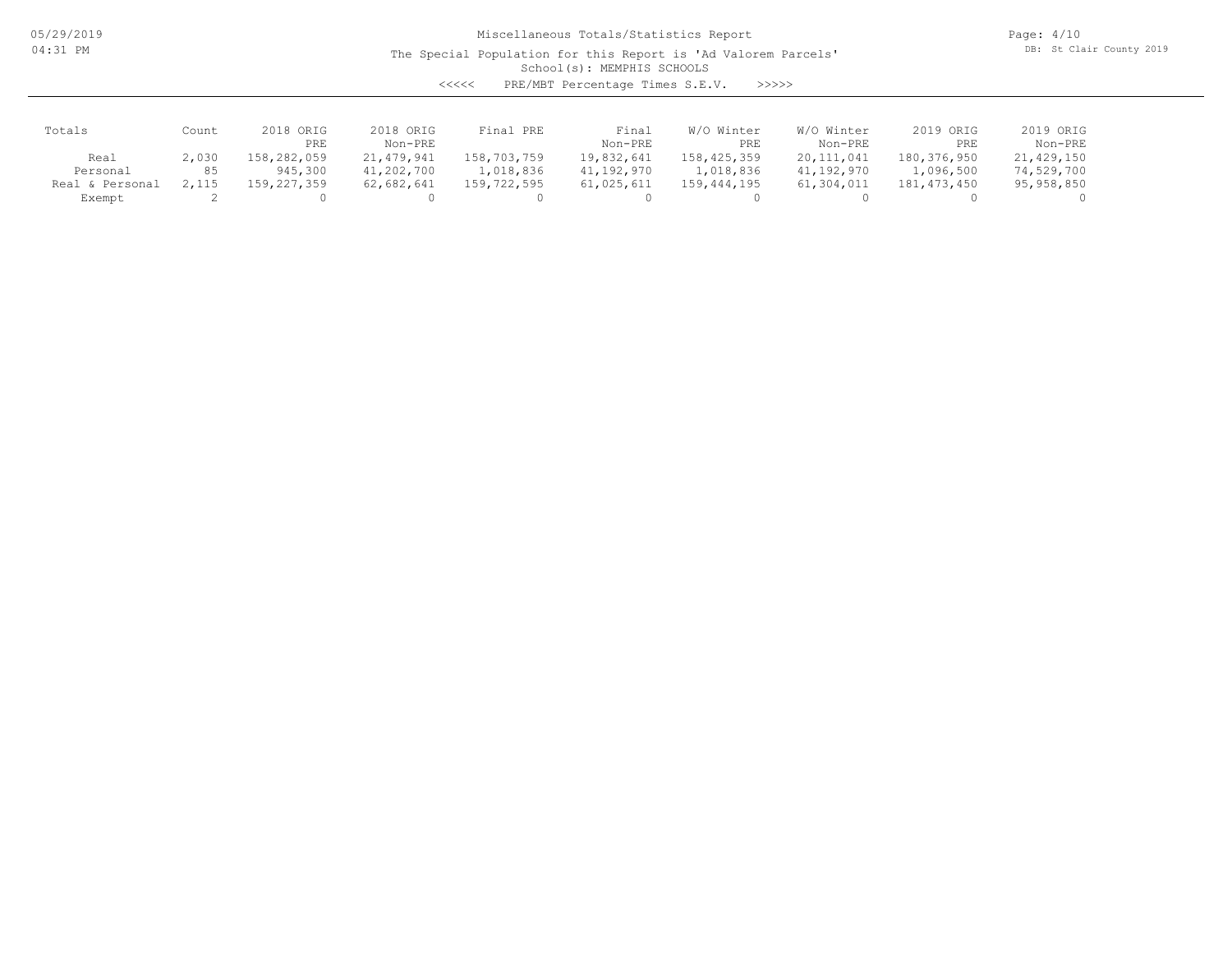Miscellaneous Totals/Statistics Report

The Special Population for this Report is 'Ad Valorem Parcels'

School(s): MEMPHIS SCHOOLS

<<<<< PRE/MBT Percentage Times S.E.V. >>>>>

| Totals | Count | 2018 ORIG PRE | 2018 ORIG Non-PRE | Final PRE | Final Non-PRE | W/O Winter PRE | W/O Winter Non-PRE | 2019 ORIG PRE | 2019 ORIG Non-PRE |
|---|---|---|---|---|---|---|---|---|---|
| Real | 2,030 | 158,282,059 | 21,479,941 | 158,703,759 | 19,832,641 | 158,425,359 | 20,111,041 | 180,376,950 | 21,429,150 |
| Personal | 85 | 945,300 | 41,202,700 | 1,018,836 | 41,192,970 | 1,018,836 | 41,192,970 | 1,096,500 | 74,529,700 |
| Real & Personal | 2,115 | 159,227,359 | 62,682,641 | 159,722,595 | 61,025,611 | 159,444,195 | 61,304,011 | 181,473,450 | 95,958,850 |
| Exempt | 2 | 0 | 0 | 0 | 0 | 0 | 0 | 0 | 0 |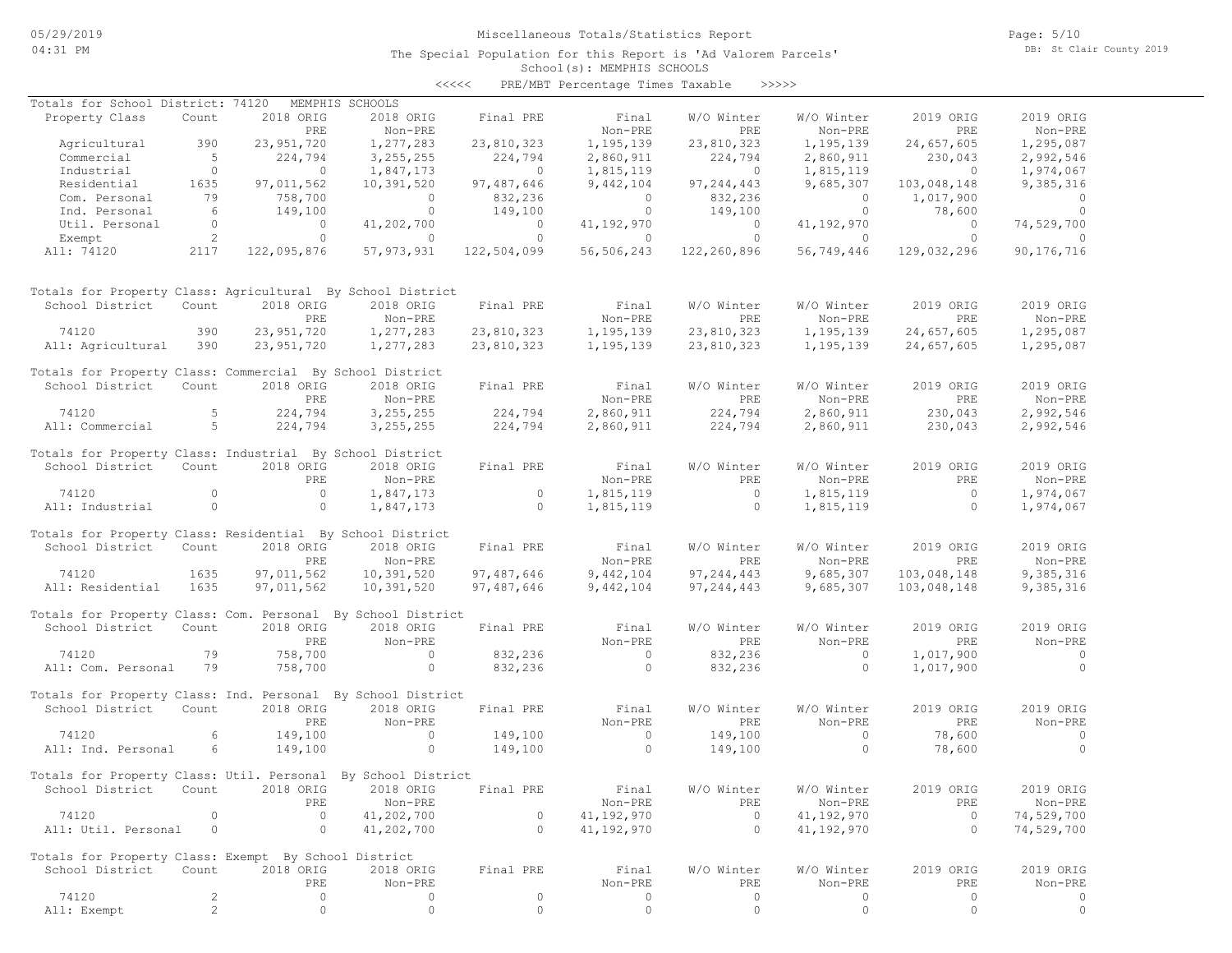Miscellaneous Totals/Statistics Report

The Special Population for this Report is 'Ad Valorem Parcels'

School(s): MEMPHIS SCHOOLS

<<<<< PRE/MBT Percentage Times Taxable >>>>>

Totals for School District: 74120 MEMPHIS SCHOOLS

| Property Class | Count | 2018 ORIG PRE | 2018 ORIG Non-PRE | Final PRE | Final Non-PRE | W/O Winter PRE | W/O Winter Non-PRE | 2019 ORIG PRE | 2019 ORIG Non-PRE |
|---|---|---|---|---|---|---|---|---|---|
| Agricultural | 390 | 23,951,720 | 1,277,283 | 23,810,323 | 1,195,139 | 23,810,323 | 1,195,139 | 24,657,605 | 1,295,087 |
| Commercial | 5 | 224,794 | 3,255,255 | 224,794 | 2,860,911 | 224,794 | 2,860,911 | 230,043 | 2,992,546 |
| Industrial | 0 | 0 | 1,847,173 | 0 | 1,815,119 | 0 | 1,815,119 | 0 | 1,974,067 |
| Residential | 1635 | 97,011,562 | 10,391,520 | 97,487,646 | 9,442,104 | 97,244,443 | 9,685,307 | 103,048,148 | 9,385,316 |
| Com. Personal | 79 | 758,700 | 0 | 832,236 | 0 | 832,236 | 0 | 1,017,900 | 0 |
| Ind. Personal | 6 | 149,100 | 0 | 149,100 | 0 | 149,100 | 0 | 78,600 | 0 |
| Util. Personal | 0 | 0 | 41,202,700 | 0 | 41,192,970 | 0 | 41,192,970 | 0 | 74,529,700 |
| Exempt | 2 | 0 | 0 | 0 | 0 | 0 | 0 | 0 | 0 |
| All: 74120 | 2117 | 122,095,876 | 57,973,931 | 122,504,099 | 56,506,243 | 122,260,896 | 56,749,446 | 129,032,296 | 90,176,716 |

Totals for Property Class: Agricultural By School District

| School District | Count | 2018 ORIG PRE | 2018 ORIG Non-PRE | Final PRE | Final Non-PRE | W/O Winter PRE | W/O Winter Non-PRE | 2019 ORIG PRE | 2019 ORIG Non-PRE |
|---|---|---|---|---|---|---|---|---|---|
| 74120 | 390 | 23,951,720 | 1,277,283 | 23,810,323 | 1,195,139 | 23,810,323 | 1,195,139 | 24,657,605 | 1,295,087 |
| All: Agricultural | 390 | 23,951,720 | 1,277,283 | 23,810,323 | 1,195,139 | 23,810,323 | 1,195,139 | 24,657,605 | 1,295,087 |

Totals for Property Class: Commercial By School District

| School District | Count | 2018 ORIG PRE | 2018 ORIG Non-PRE | Final PRE | Final Non-PRE | W/O Winter PRE | W/O Winter Non-PRE | 2019 ORIG PRE | 2019 ORIG Non-PRE |
|---|---|---|---|---|---|---|---|---|---|
| 74120 | 5 | 224,794 | 3,255,255 | 224,794 | 2,860,911 | 224,794 | 2,860,911 | 230,043 | 2,992,546 |
| All: Commercial | 5 | 224,794 | 3,255,255 | 224,794 | 2,860,911 | 224,794 | 2,860,911 | 230,043 | 2,992,546 |

Totals for Property Class: Industrial By School District

| School District | Count | 2018 ORIG PRE | 2018 ORIG Non-PRE | Final PRE | Final Non-PRE | W/O Winter PRE | W/O Winter Non-PRE | 2019 ORIG PRE | 2019 ORIG Non-PRE |
|---|---|---|---|---|---|---|---|---|---|
| 74120 | 0 | 0 | 1,847,173 | 0 | 1,815,119 | 0 | 1,815,119 | 0 | 1,974,067 |
| All: Industrial | 0 | 0 | 1,847,173 | 0 | 1,815,119 | 0 | 1,815,119 | 0 | 1,974,067 |

Totals for Property Class: Residential By School District

| School District | Count | 2018 ORIG PRE | 2018 ORIG Non-PRE | Final PRE | Final Non-PRE | W/O Winter PRE | W/O Winter Non-PRE | 2019 ORIG PRE | 2019 ORIG Non-PRE |
|---|---|---|---|---|---|---|---|---|---|
| 74120 | 1635 | 97,011,562 | 10,391,520 | 97,487,646 | 9,442,104 | 97,244,443 | 9,685,307 | 103,048,148 | 9,385,316 |
| All: Residential | 1635 | 97,011,562 | 10,391,520 | 97,487,646 | 9,442,104 | 97,244,443 | 9,685,307 | 103,048,148 | 9,385,316 |

Totals for Property Class: Com. Personal By School District

| School District | Count | 2018 ORIG PRE | 2018 ORIG Non-PRE | Final PRE | Final Non-PRE | W/O Winter PRE | W/O Winter Non-PRE | 2019 ORIG PRE | 2019 ORIG Non-PRE |
|---|---|---|---|---|---|---|---|---|---|
| 74120 | 79 | 758,700 | 0 | 832,236 | 0 | 832,236 | 0 | 1,017,900 | 0 |
| All: Com. Personal | 79 | 758,700 | 0 | 832,236 | 0 | 832,236 | 0 | 1,017,900 | 0 |

Totals for Property Class: Ind. Personal By School District

| School District | Count | 2018 ORIG PRE | 2018 ORIG Non-PRE | Final PRE | Final Non-PRE | W/O Winter PRE | W/O Winter Non-PRE | 2019 ORIG PRE | 2019 ORIG Non-PRE |
|---|---|---|---|---|---|---|---|---|---|
| 74120 | 6 | 149,100 | 0 | 149,100 | 0 | 149,100 | 0 | 78,600 | 0 |
| All: Ind. Personal | 6 | 149,100 | 0 | 149,100 | 0 | 149,100 | 0 | 78,600 | 0 |

Totals for Property Class: Util. Personal By School District

| School District | Count | 2018 ORIG PRE | 2018 ORIG Non-PRE | Final PRE | Final Non-PRE | W/O Winter PRE | W/O Winter Non-PRE | 2019 ORIG PRE | 2019 ORIG Non-PRE |
|---|---|---|---|---|---|---|---|---|---|
| 74120 | 0 | 0 | 41,202,700 | 0 | 41,192,970 | 0 | 41,192,970 | 0 | 74,529,700 |
| All: Util. Personal | 0 | 0 | 41,202,700 | 0 | 41,192,970 | 0 | 41,192,970 | 0 | 74,529,700 |

Totals for Property Class: Exempt By School District

| School District | Count | 2018 ORIG PRE | 2018 ORIG Non-PRE | Final PRE | Final Non-PRE | W/O Winter PRE | W/O Winter Non-PRE | 2019 ORIG PRE | 2019 ORIG Non-PRE |
|---|---|---|---|---|---|---|---|---|---|
| 74120 | 2 | 0 | 0 | 0 | 0 | 0 | 0 | 0 | 0 |
| All: Exempt | 2 | 0 | 0 | 0 | 0 | 0 | 0 | 0 | 0 |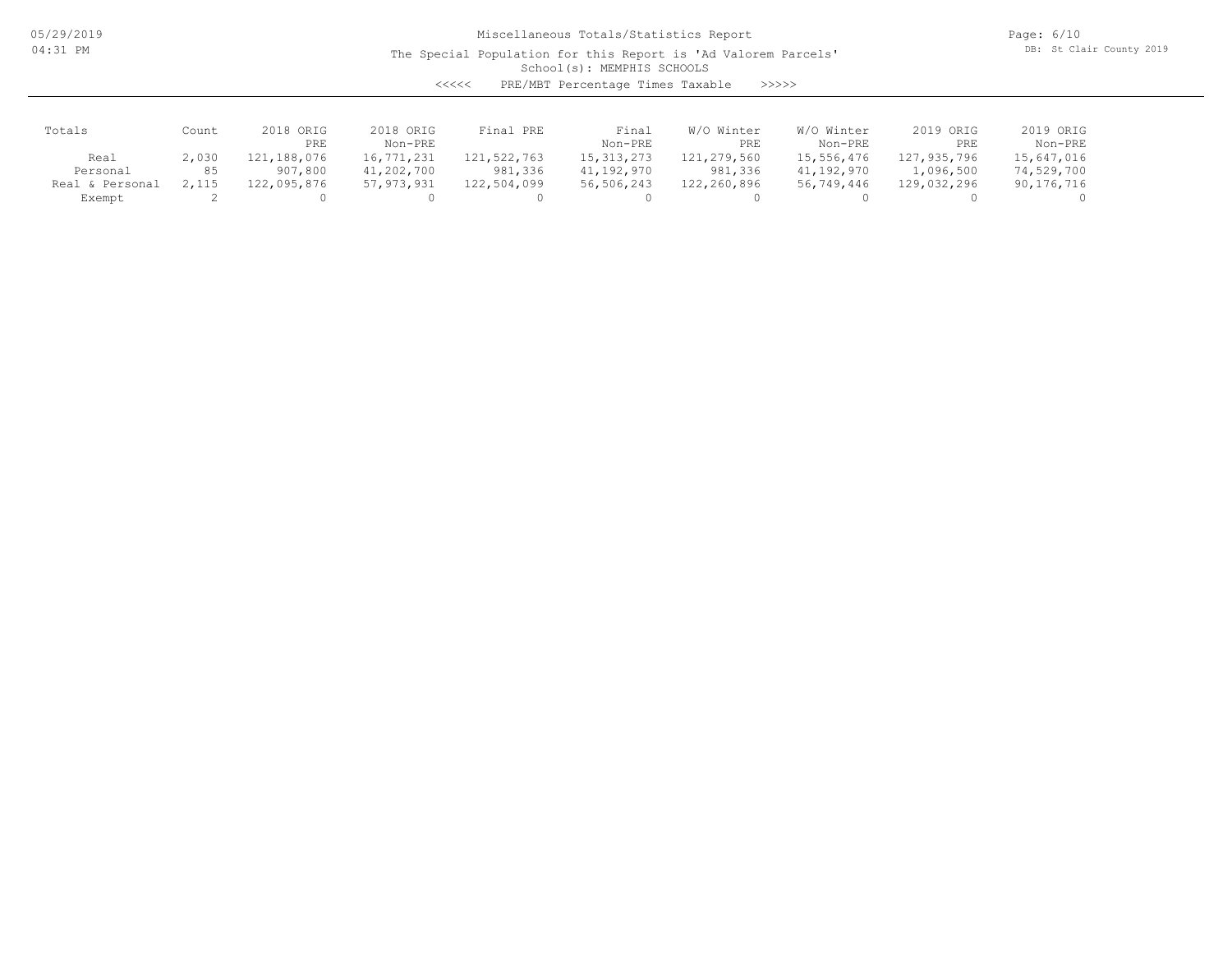Miscellaneous Totals/Statistics Report

The Special Population for this Report is 'Ad Valorem Parcels'

School(s): MEMPHIS SCHOOLS

<<<<< PRE/MBT Percentage Times Taxable >>>>>

| Totals | Count | 2018 ORIG PRE | 2018 ORIG Non-PRE | Final PRE | Final Non-PRE | W/O Winter PRE | W/O Winter Non-PRE | 2019 ORIG PRE | 2019 ORIG Non-PRE |
|---|---|---|---|---|---|---|---|---|---|
| Real | 2,030 | 121,188,076 | 16,771,231 | 121,522,763 | 15,313,273 | 121,279,560 | 15,556,476 | 127,935,796 | 15,647,016 |
| Personal | 85 | 907,800 | 41,202,700 | 981,336 | 41,192,970 | 981,336 | 41,192,970 | 1,096,500 | 74,529,700 |
| Real & Personal | 2,115 | 122,095,876 | 57,973,931 | 122,504,099 | 56,506,243 | 122,260,896 | 56,749,446 | 129,032,296 | 90,176,716 |
| Exempt | 2 | 0 | 0 | 0 | 0 | 0 | 0 | 0 | 0 |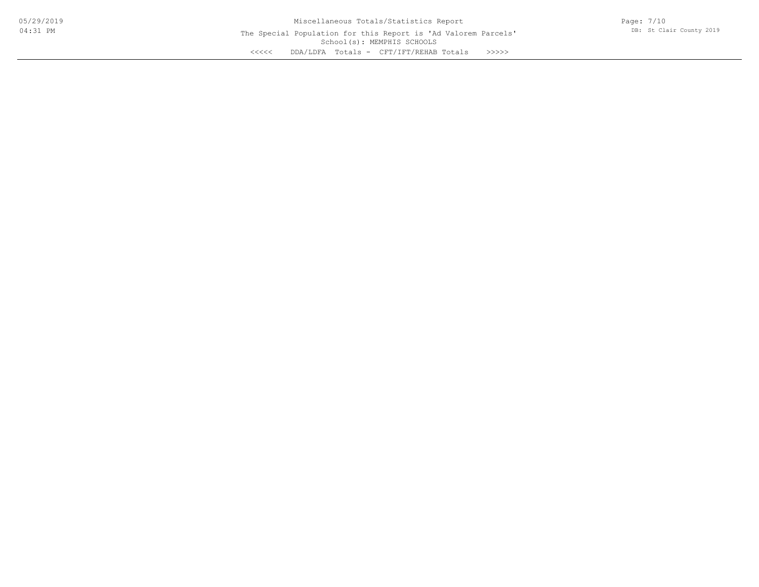<<<<< DDA/LDFA Totals - CFT/IFT/REHAB Totals >>>>>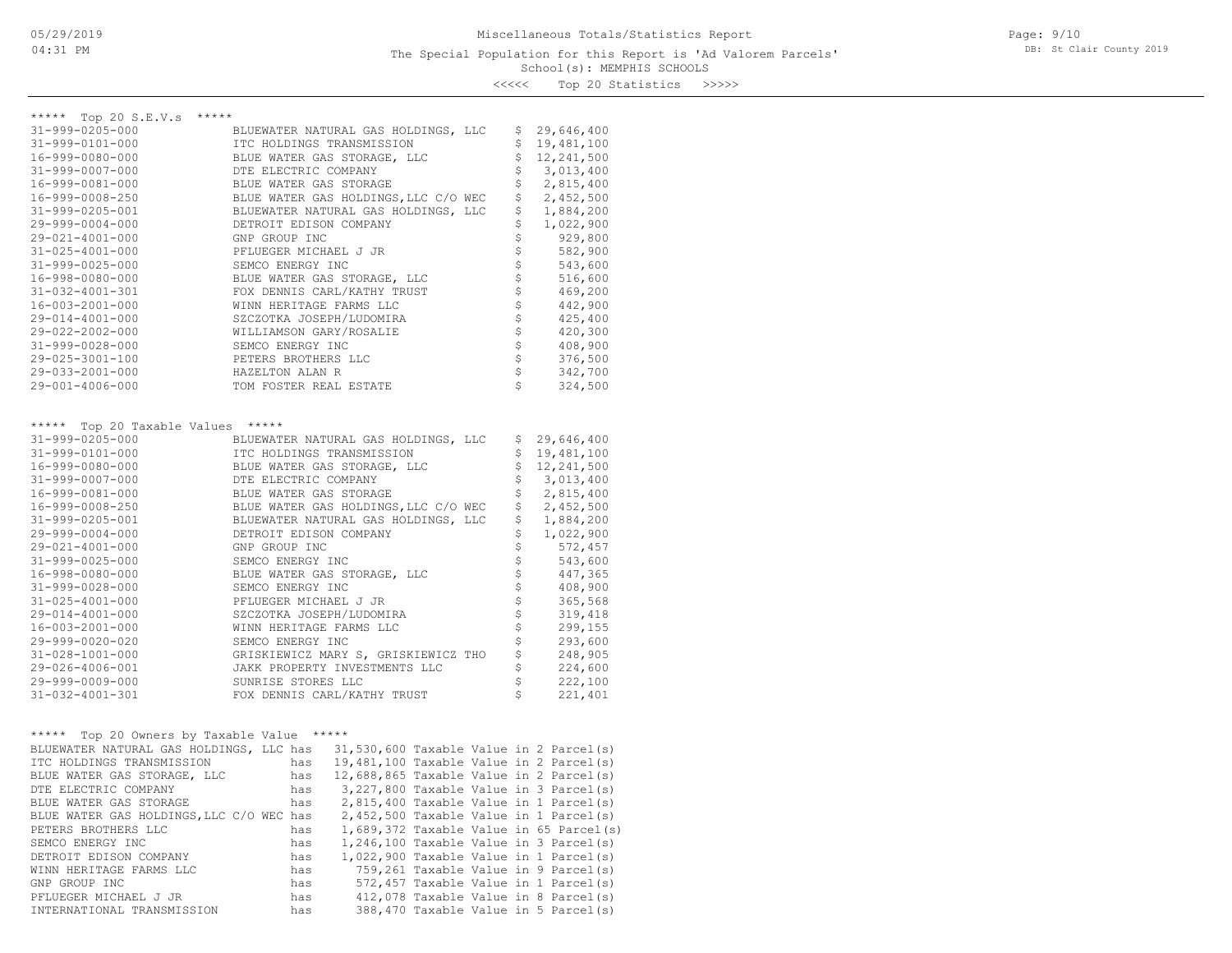Miscellaneous Totals/Statistics Report

The Special Population for this Report is 'Ad Valorem Parcels'

School(s): MEMPHIS SCHOOLS

<<<<< Top 20 Statistics >>>>>

## ***** Top 20 S.E.V.s *****

| Parcel | Owner | S.E.V. |
|---|---|---|
| 31-999-0205-000 | BLUEWATER NATURAL GAS HOLDINGS, LLC | $ 29,646,400 |
| 31-999-0101-000 | ITC HOLDINGS TRANSMISSION | $ 19,481,100 |
| 16-999-0080-000 | BLUE WATER GAS STORAGE, LLC | $ 12,241,500 |
| 31-999-0007-000 | DTE ELECTRIC COMPANY | $ 3,013,400 |
| 16-999-0081-000 | BLUE WATER GAS STORAGE | $ 2,815,400 |
| 16-999-0008-250 | BLUE WATER GAS HOLDINGS,LLC C/O WEC | $ 2,452,500 |
| 31-999-0205-001 | BLUEWATER NATURAL GAS HOLDINGS, LLC | $ 1,884,200 |
| 29-999-0004-000 | DETROIT EDISON COMPANY | $ 1,022,900 |
| 29-021-4001-000 | GNP GROUP INC | $ 929,800 |
| 31-025-4001-000 | PFLUEGER MICHAEL J JR | $ 582,900 |
| 31-999-0025-000 | SEMCO ENERGY INC | $ 543,600 |
| 16-998-0080-000 | BLUE WATER GAS STORAGE, LLC | $ 516,600 |
| 31-032-4001-301 | FOX DENNIS CARL/KATHY TRUST | $ 469,200 |
| 16-003-2001-000 | WINN HERITAGE FARMS LLC | $ 442,900 |
| 29-014-4001-000 | SZCZOTKA JOSEPH/LUDOMIRA | $ 425,400 |
| 29-022-2002-000 | WILLIAMSON GARY/ROSALIE | $ 420,300 |
| 31-999-0028-000 | SEMCO ENERGY INC | $ 408,900 |
| 29-025-3001-100 | PETERS BROTHERS LLC | $ 376,500 |
| 29-033-2001-000 | HAZELTON ALAN R | $ 342,700 |
| 29-001-4006-000 | TOM FOSTER REAL ESTATE | $ 324,500 |

## ***** Top 20 Taxable Values *****

| Parcel | Owner | Taxable Value |
|---|---|---|
| 31-999-0205-000 | BLUEWATER NATURAL GAS HOLDINGS, LLC | $ 29,646,400 |
| 31-999-0101-000 | ITC HOLDINGS TRANSMISSION | $ 19,481,100 |
| 16-999-0080-000 | BLUE WATER GAS STORAGE, LLC | $ 12,241,500 |
| 31-999-0007-000 | DTE ELECTRIC COMPANY | $ 3,013,400 |
| 16-999-0081-000 | BLUE WATER GAS STORAGE | $ 2,815,400 |
| 16-999-0008-250 | BLUE WATER GAS HOLDINGS,LLC C/O WEC | $ 2,452,500 |
| 31-999-0205-001 | BLUEWATER NATURAL GAS HOLDINGS, LLC | $ 1,884,200 |
| 29-999-0004-000 | DETROIT EDISON COMPANY | $ 1,022,900 |
| 29-021-4001-000 | GNP GROUP INC | $ 572,457 |
| 31-999-0025-000 | SEMCO ENERGY INC | $ 543,600 |
| 16-998-0080-000 | BLUE WATER GAS STORAGE, LLC | $ 447,365 |
| 31-999-0028-000 | SEMCO ENERGY INC | $ 408,900 |
| 31-025-4001-000 | PFLUEGER MICHAEL J JR | $ 365,568 |
| 29-014-4001-000 | SZCZOTKA JOSEPH/LUDOMIRA | $ 319,418 |
| 16-003-2001-000 | WINN HERITAGE FARMS LLC | $ 299,155 |
| 29-999-0020-020 | SEMCO ENERGY INC | $ 293,600 |
| 31-028-1001-000 | GRISKIEWICZ MARY S, GRISKIEWICZ THO | $ 248,905 |
| 29-026-4006-001 | JAKK PROPERTY INVESTMENTS LLC | $ 224,600 |
| 29-999-0009-000 | SUNRISE STORES LLC | $ 222,100 |
| 31-032-4001-301 | FOX DENNIS CARL/KATHY TRUST | $ 221,401 |

## ***** Top 20 Owners by Taxable Value *****

| Owner | | Taxable Value | | Parcels |
|---|---|---|---|---|
| BLUEWATER NATURAL GAS HOLDINGS, LLC | has | 31,530,600 | Taxable Value in | 2 Parcel(s) |
| ITC HOLDINGS TRANSMISSION | has | 19,481,100 | Taxable Value in | 2 Parcel(s) |
| BLUE WATER GAS STORAGE, LLC | has | 12,688,865 | Taxable Value in | 2 Parcel(s) |
| DTE ELECTRIC COMPANY | has | 3,227,800 | Taxable Value in | 3 Parcel(s) |
| BLUE WATER GAS STORAGE | has | 2,815,400 | Taxable Value in | 1 Parcel(s) |
| BLUE WATER GAS HOLDINGS,LLC C/O WEC | has | 2,452,500 | Taxable Value in | 1 Parcel(s) |
| PETERS BROTHERS LLC | has | 1,689,372 | Taxable Value in | 65 Parcel(s) |
| SEMCO ENERGY INC | has | 1,246,100 | Taxable Value in | 3 Parcel(s) |
| DETROIT EDISON COMPANY | has | 1,022,900 | Taxable Value in | 1 Parcel(s) |
| WINN HERITAGE FARMS LLC | has | 759,261 | Taxable Value in | 9 Parcel(s) |
| GNP GROUP INC | has | 572,457 | Taxable Value in | 1 Parcel(s) |
| PFLUEGER MICHAEL J JR | has | 412,078 | Taxable Value in | 8 Parcel(s) |
| INTERNATIONAL TRANSMISSION | has | 388,470 | Taxable Value in | 5 Parcel(s) |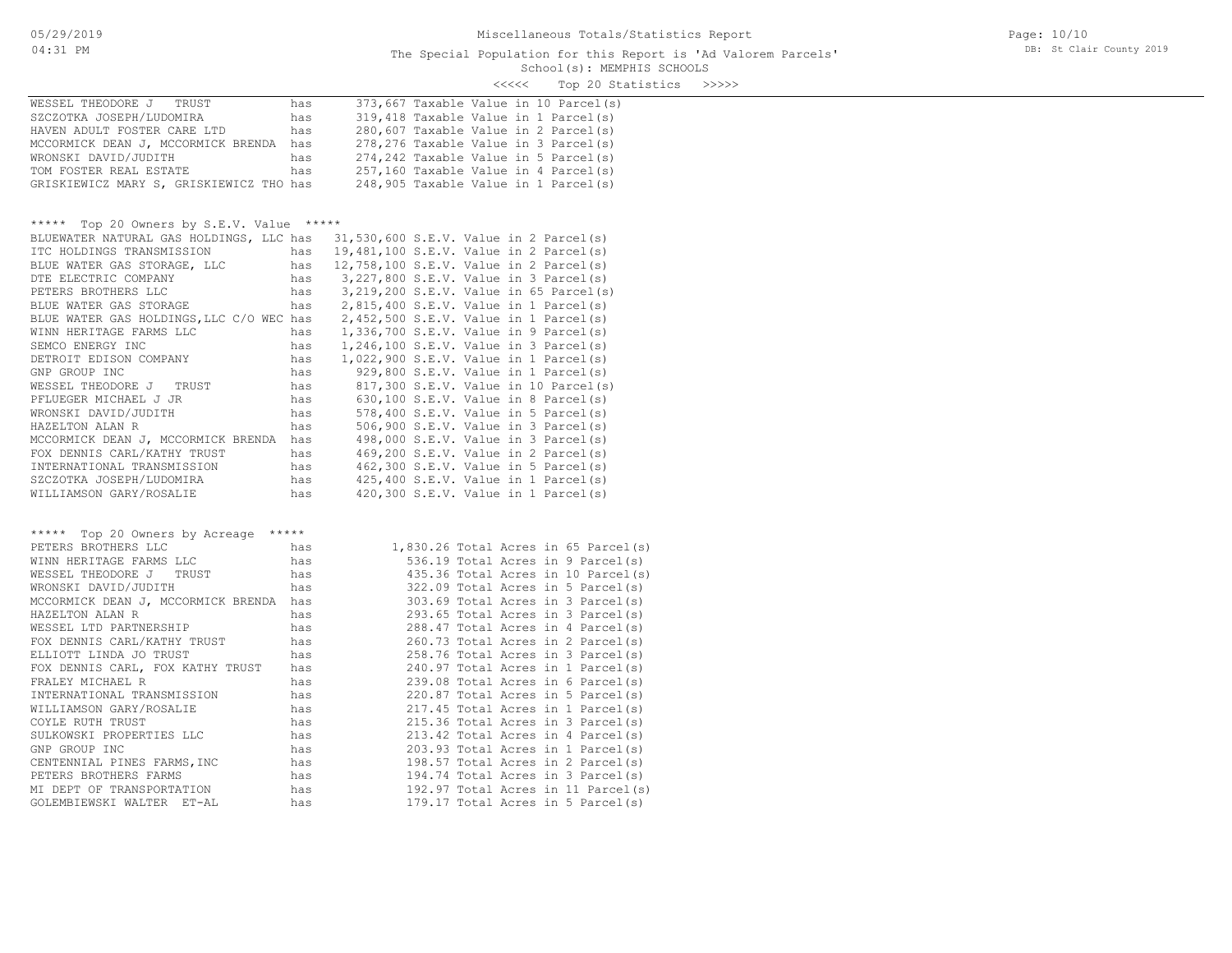| | | |
|---|---|---|
| WESSEL THEODORE J TRUST | has | 373,667 Taxable Value in 10 Parcel(s) |
| SZCZOTKA JOSEPH/LUDOMIRA | has | 319,418 Taxable Value in 1 Parcel(s) |
| HAVEN ADULT FOSTER CARE LTD | has | 280,607 Taxable Value in 2 Parcel(s) |
| MCCORMICK DEAN J, MCCORMICK BRENDA | has | 278,276 Taxable Value in 3 Parcel(s) |
| WRONSKI DAVID/JUDITH | has | 274,242 Taxable Value in 5 Parcel(s) |
| TOM FOSTER REAL ESTATE | has | 257,160 Taxable Value in 4 Parcel(s) |
| GRISKIEWICZ MARY S, GRISKIEWICZ THO | has | 248,905 Taxable Value in 1 Parcel(s) |

***** Top 20 Owners by S.E.V. Value *****

| | | |
|---|---|---|
| BLUEWATER NATURAL GAS HOLDINGS, LLC | has | 31,530,600 S.E.V. Value in 2 Parcel(s) |
| ITC HOLDINGS TRANSMISSION | has | 19,481,100 S.E.V. Value in 2 Parcel(s) |
| BLUE WATER GAS STORAGE, LLC | has | 12,758,100 S.E.V. Value in 2 Parcel(s) |
| DTE ELECTRIC COMPANY | has | 3,227,800 S.E.V. Value in 3 Parcel(s) |
| PETERS BROTHERS LLC | has | 3,219,200 S.E.V. Value in 65 Parcel(s) |
| BLUE WATER GAS STORAGE | has | 2,815,400 S.E.V. Value in 1 Parcel(s) |
| BLUE WATER GAS HOLDINGS,LLC C/O WEC | has | 2,452,500 S.E.V. Value in 1 Parcel(s) |
| WINN HERITAGE FARMS LLC | has | 1,336,700 S.E.V. Value in 9 Parcel(s) |
| SEMCO ENERGY INC | has | 1,246,100 S.E.V. Value in 3 Parcel(s) |
| DETROIT EDISON COMPANY | has | 1,022,900 S.E.V. Value in 1 Parcel(s) |
| GNP GROUP INC | has | 929,800 S.E.V. Value in 1 Parcel(s) |
| WESSEL THEODORE J TRUST | has | 817,300 S.E.V. Value in 10 Parcel(s) |
| PFLUEGER MICHAEL J JR | has | 630,100 S.E.V. Value in 8 Parcel(s) |
| WRONSKI DAVID/JUDITH | has | 578,400 S.E.V. Value in 5 Parcel(s) |
| HAZELTON ALAN R | has | 506,900 S.E.V. Value in 3 Parcel(s) |
| MCCORMICK DEAN J, MCCORMICK BRENDA | has | 498,000 S.E.V. Value in 3 Parcel(s) |
| FOX DENNIS CARL/KATHY TRUST | has | 469,200 S.E.V. Value in 2 Parcel(s) |
| INTERNATIONAL TRANSMISSION | has | 462,300 S.E.V. Value in 5 Parcel(s) |
| SZCZOTKA JOSEPH/LUDOMIRA | has | 425,400 S.E.V. Value in 1 Parcel(s) |
| WILLIAMSON GARY/ROSALIE | has | 420,300 S.E.V. Value in 1 Parcel(s) |

***** Top 20 Owners by Acreage *****

| | | |
|---|---|---|
| PETERS BROTHERS LLC | has | 1,830.26 Total Acres in 65 Parcel(s) |
| WINN HERITAGE FARMS LLC | has | 536.19 Total Acres in 9 Parcel(s) |
| WESSEL THEODORE J TRUST | has | 435.36 Total Acres in 10 Parcel(s) |
| WRONSKI DAVID/JUDITH | has | 322.09 Total Acres in 5 Parcel(s) |
| MCCORMICK DEAN J, MCCORMICK BRENDA | has | 303.69 Total Acres in 3 Parcel(s) |
| HAZELTON ALAN R | has | 293.65 Total Acres in 3 Parcel(s) |
| WESSEL LTD PARTNERSHIP | has | 288.47 Total Acres in 4 Parcel(s) |
| FOX DENNIS CARL/KATHY TRUST | has | 260.73 Total Acres in 2 Parcel(s) |
| ELLIOTT LINDA JO TRUST | has | 258.76 Total Acres in 3 Parcel(s) |
| FOX DENNIS CARL, FOX KATHY TRUST | has | 240.97 Total Acres in 1 Parcel(s) |
| FRALEY MICHAEL R | has | 239.08 Total Acres in 6 Parcel(s) |
| INTERNATIONAL TRANSMISSION | has | 220.87 Total Acres in 5 Parcel(s) |
| WILLIAMSON GARY/ROSALIE | has | 217.45 Total Acres in 1 Parcel(s) |
| COYLE RUTH TRUST | has | 215.36 Total Acres in 3 Parcel(s) |
| SULKOWSKI PROPERTIES LLC | has | 213.42 Total Acres in 4 Parcel(s) |
| GNP GROUP INC | has | 203.93 Total Acres in 1 Parcel(s) |
| CENTENNIAL PINES FARMS,INC | has | 198.57 Total Acres in 2 Parcel(s) |
| PETERS BROTHERS FARMS | has | 194.74 Total Acres in 3 Parcel(s) |
| MI DEPT OF TRANSPORTATION | has | 192.97 Total Acres in 11 Parcel(s) |
| GOLEMBIEWSKI WALTER ET-AL | has | 179.17 Total Acres in 5 Parcel(s) |